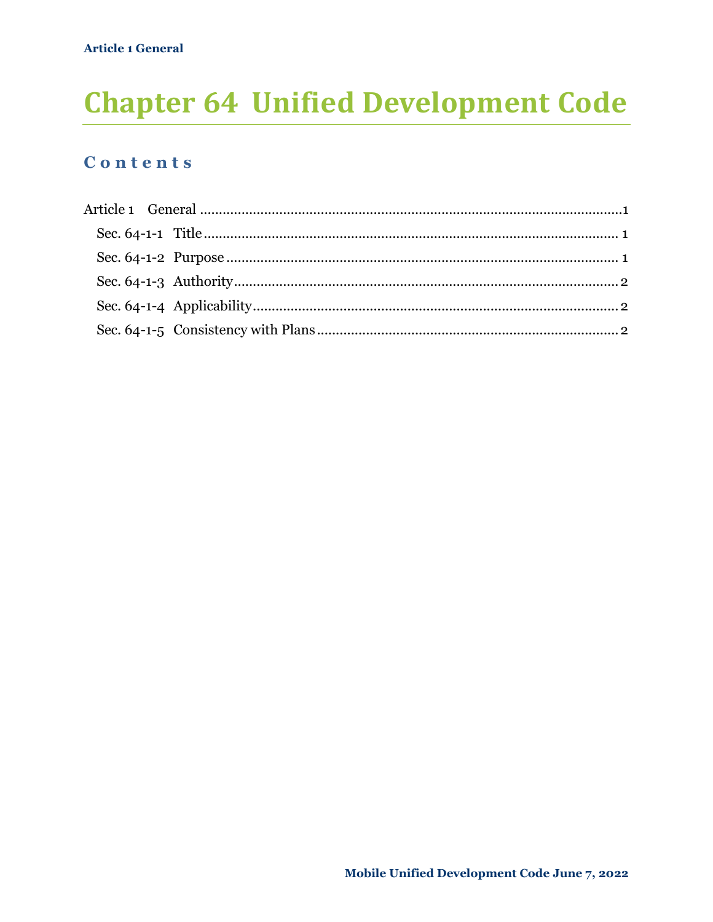# Chapter 64 Unified Development Code

## Contents

Article 1 General ........................................................................................................1

Sec. 64-1-1 Title ........................................................................................................ 1

Sec. 64-1-2 Purpose .................................................................................................... 1

Sec. 64-1-3 Authority .................................................................................................. 2

Sec. 64-1-4 Applicability ............................................................................................. 2

Sec. 64-1-5 Consistency with Plans ............................................................................. 2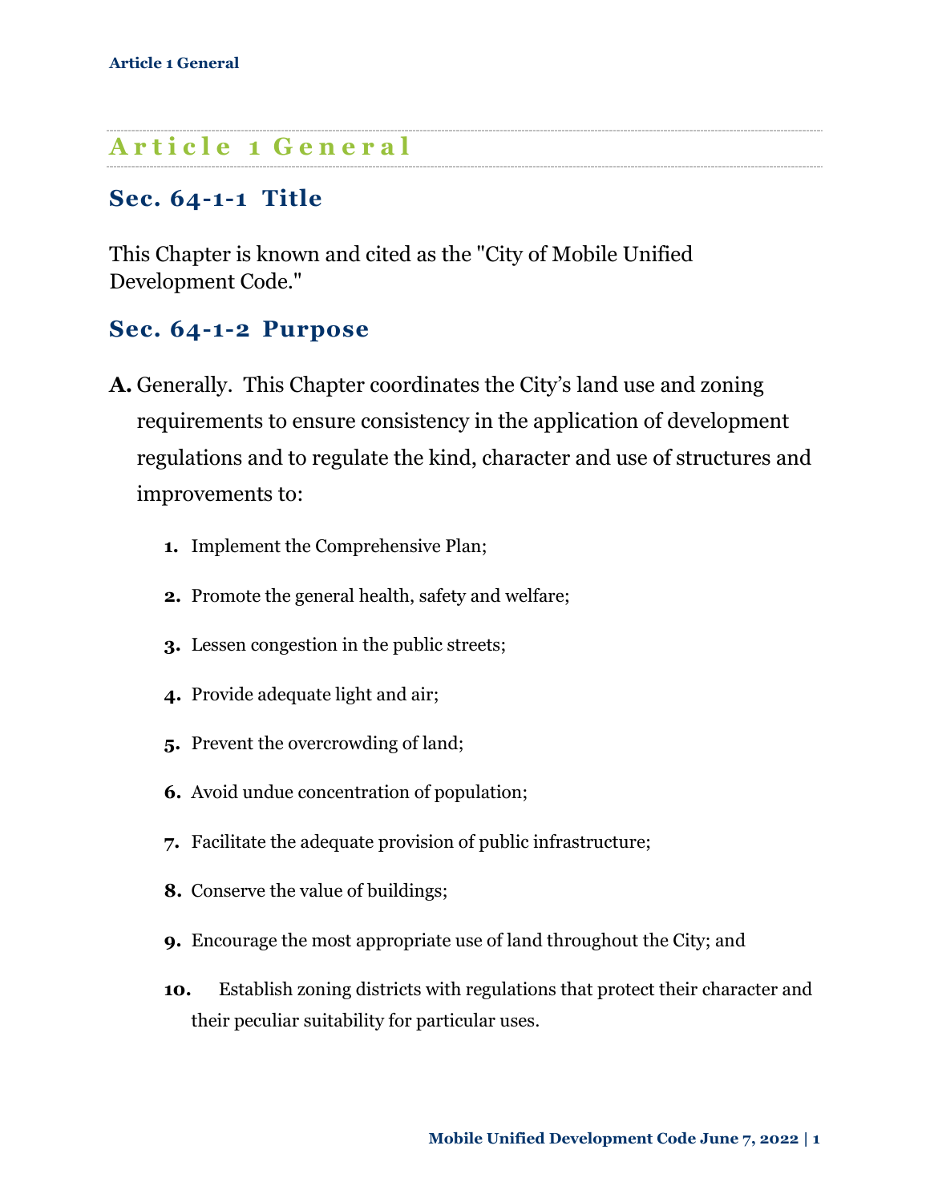# Article 1 General

## Sec. 64-1-1 Title

This Chapter is known and cited as the "City of Mobile Unified Development Code."

## Sec. 64-1-2 Purpose

**A.** Generally. This Chapter coordinates the City's land use and zoning requirements to ensure consistency in the application of development regulations and to regulate the kind, character and use of structures and improvements to:

1. Implement the Comprehensive Plan;
2. Promote the general health, safety and welfare;
3. Lessen congestion in the public streets;
4. Provide adequate light and air;
5. Prevent the overcrowding of land;
6. Avoid undue concentration of population;
7. Facilitate the adequate provision of public infrastructure;
8. Conserve the value of buildings;
9. Encourage the most appropriate use of land throughout the City; and
10. Establish zoning districts with regulations that protect their character and their peculiar suitability for particular uses.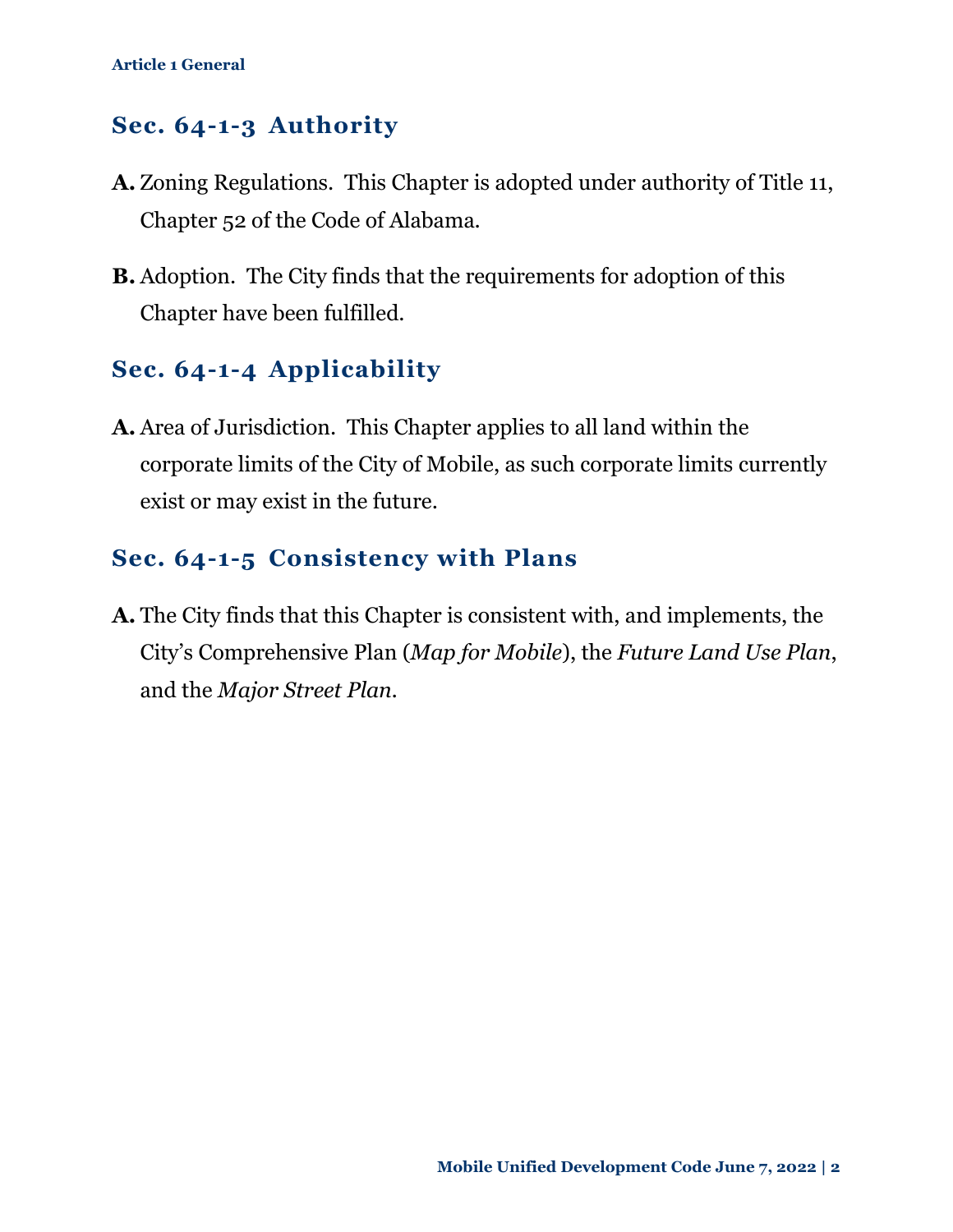## Sec. 64-1-3 Authority

**A.** Zoning Regulations. This Chapter is adopted under authority of Title 11, Chapter 52 of the Code of Alabama.

**B.** Adoption. The City finds that the requirements for adoption of this Chapter have been fulfilled.

## Sec. 64-1-4 Applicability

**A.** Area of Jurisdiction. This Chapter applies to all land within the corporate limits of the City of Mobile, as such corporate limits currently exist or may exist in the future.

## Sec. 64-1-5 Consistency with Plans

**A.** The City finds that this Chapter is consistent with, and implements, the City's Comprehensive Plan (*Map for Mobile*), the *Future Land Use Plan*, and the *Major Street Plan*.